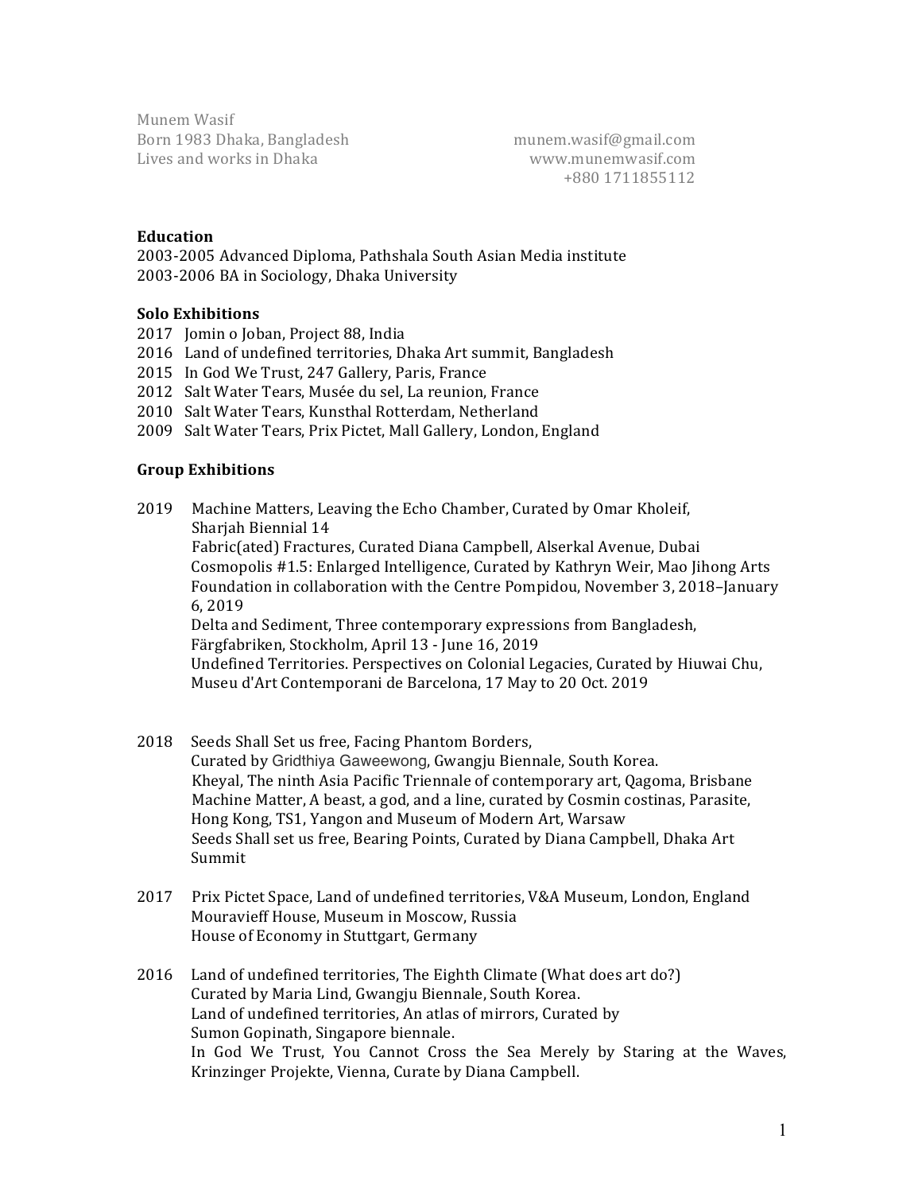Munem Wasif
Born 1983 Dhaka, Bangladesh
Lives and works in Dhaka

munem.wasif@gmail.com
www.munemwasif.com
+880 1711855112

**Education**

2003-2005 Advanced Diploma, Pathshala South Asian Media institute
2003-2006 BA in Sociology, Dhaka University

**Solo Exhibitions**

2017 Jomin o Joban, Project 88, India
2016 Land of undefined territories, Dhaka Art summit, Bangladesh
2015 In God We Trust, 247 Gallery, Paris, France
2012 Salt Water Tears, Musée du sel, La reunion, France
2010 Salt Water Tears, Kunsthal Rotterdam, Netherland
2009 Salt Water Tears, Prix Pictet, Mall Gallery, London, England

**Group Exhibitions**

2019 Machine Matters, Leaving the Echo Chamber, Curated by Omar Kholeif, Sharjah Biennial 14
Fabric(ated) Fractures, Curated Diana Campbell, Alserkal Avenue, Dubai
Cosmopolis #1.5: Enlarged Intelligence, Curated by Kathryn Weir, Mao Jihong Arts Foundation in collaboration with the Centre Pompidou, November 3, 2018–January 6, 2019
Delta and Sediment, Three contemporary expressions from Bangladesh, Färgfabriken, Stockholm, April 13 - June 16, 2019
Undefined Territories. Perspectives on Colonial Legacies, Curated by Hiuwai Chu, Museu d'Art Contemporani de Barcelona, 17 May to 20 Oct. 2019

2018 Seeds Shall Set us free, Facing Phantom Borders, Curated by Gridthiya Gaweewong, Gwangju Biennale, South Korea.
Kheyal, The ninth Asia Pacific Triennale of contemporary art, Qagoma, Brisbane
Machine Matter, A beast, a god, and a line, curated by Cosmin costinas, Parasite, Hong Kong, TS1, Yangon and Museum of Modern Art, Warsaw
Seeds Shall set us free, Bearing Points, Curated by Diana Campbell, Dhaka Art Summit

2017 Prix Pictet Space, Land of undefined territories, V&A Museum, London, England
Mouravieff House, Museum in Moscow, Russia
House of Economy in Stuttgart, Germany

2016 Land of undefined territories, The Eighth Climate (What does art do?) Curated by Maria Lind, Gwangju Biennale, South Korea.
Land of undefined territories, An atlas of mirrors, Curated by Sumon Gopinath, Singapore biennale.
In God We Trust, You Cannot Cross the Sea Merely by Staring at the Waves, Krinzinger Projekte, Vienna, Curate by Diana Campbell.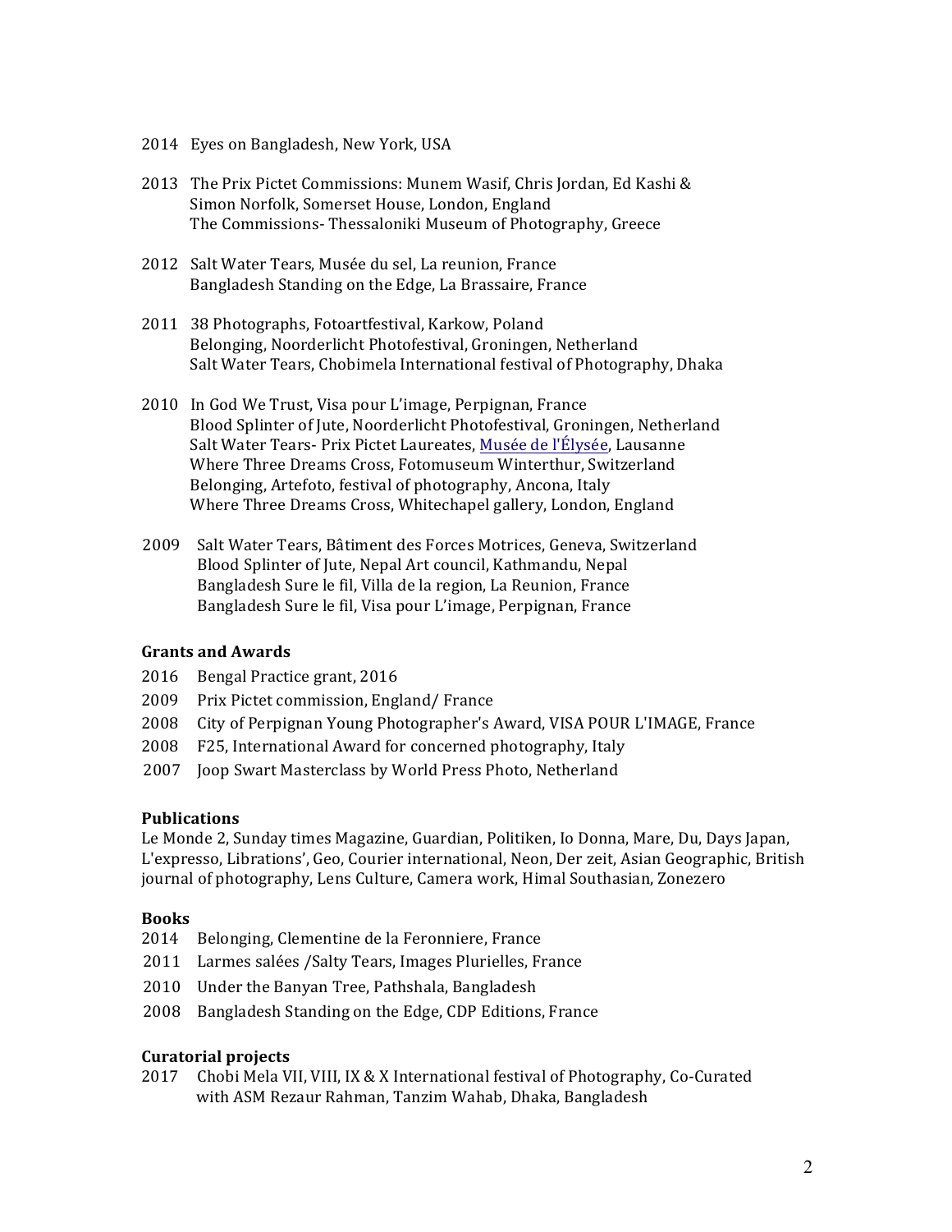2014 Eyes on Bangladesh, New York, USA

2013 The Prix Pictet Commissions: Munem Wasif, Chris Jordan, Ed Kashi & Simon Norfolk, Somerset House, London, England
The Commissions- Thessaloniki Museum of Photography, Greece

2012 Salt Water Tears, Musée du sel, La reunion, France
Bangladesh Standing on the Edge, La Brassaire, France

2011 38 Photographs, Fotoartfestival, Karkow, Poland
Belonging, Noorderlicht Photofestival, Groningen, Netherland
Salt Water Tears, Chobimela International festival of Photography, Dhaka

2010 In God We Trust, Visa pour L'image, Perpignan, France
Blood Splinter of Jute, Noorderlicht Photofestival, Groningen, Netherland
Salt Water Tears- Prix Pictet Laureates, Musée de l'Élysée, Lausanne
Where Three Dreams Cross, Fotomuseum Winterthur, Switzerland
Belonging, Artefoto, festival of photography, Ancona, Italy
Where Three Dreams Cross, Whitechapel gallery, London, England

2009 Salt Water Tears, Bâtiment des Forces Motrices, Geneva, Switzerland
Blood Splinter of Jute, Nepal Art council, Kathmandu, Nepal
Bangladesh Sure le fil, Villa de la region, La Reunion, France
Bangladesh Sure le fil, Visa pour L'image, Perpignan, France

**Grants and Awards**

2016 Bengal Practice grant, 2016
2009 Prix Pictet commission, England/ France
2008 City of Perpignan Young Photographer's Award, VISA POUR L'IMAGE, France
2008 F25, International Award for concerned photography, Italy
2007 Joop Swart Masterclass by World Press Photo, Netherland

**Publications**

Le Monde 2, Sunday times Magazine, Guardian, Politiken, Io Donna, Mare, Du, Days Japan, L'expresso, Librations', Geo, Courier international, Neon, Der zeit, Asian Geographic, British journal of photography, Lens Culture, Camera work, Himal Southasian, Zonezero

**Books**

2014 Belonging, Clementine de la Feronniere, France
2011 Larmes salées /Salty Tears, Images Plurielles, France
2010 Under the Banyan Tree, Pathshala, Bangladesh
2008 Bangladesh Standing on the Edge, CDP Editions, France

**Curatorial projects**

2017 Chobi Mela VII, VIII, IX & X International festival of Photography, Co-Curated with ASM Rezaur Rahman, Tanzim Wahab, Dhaka, Bangladesh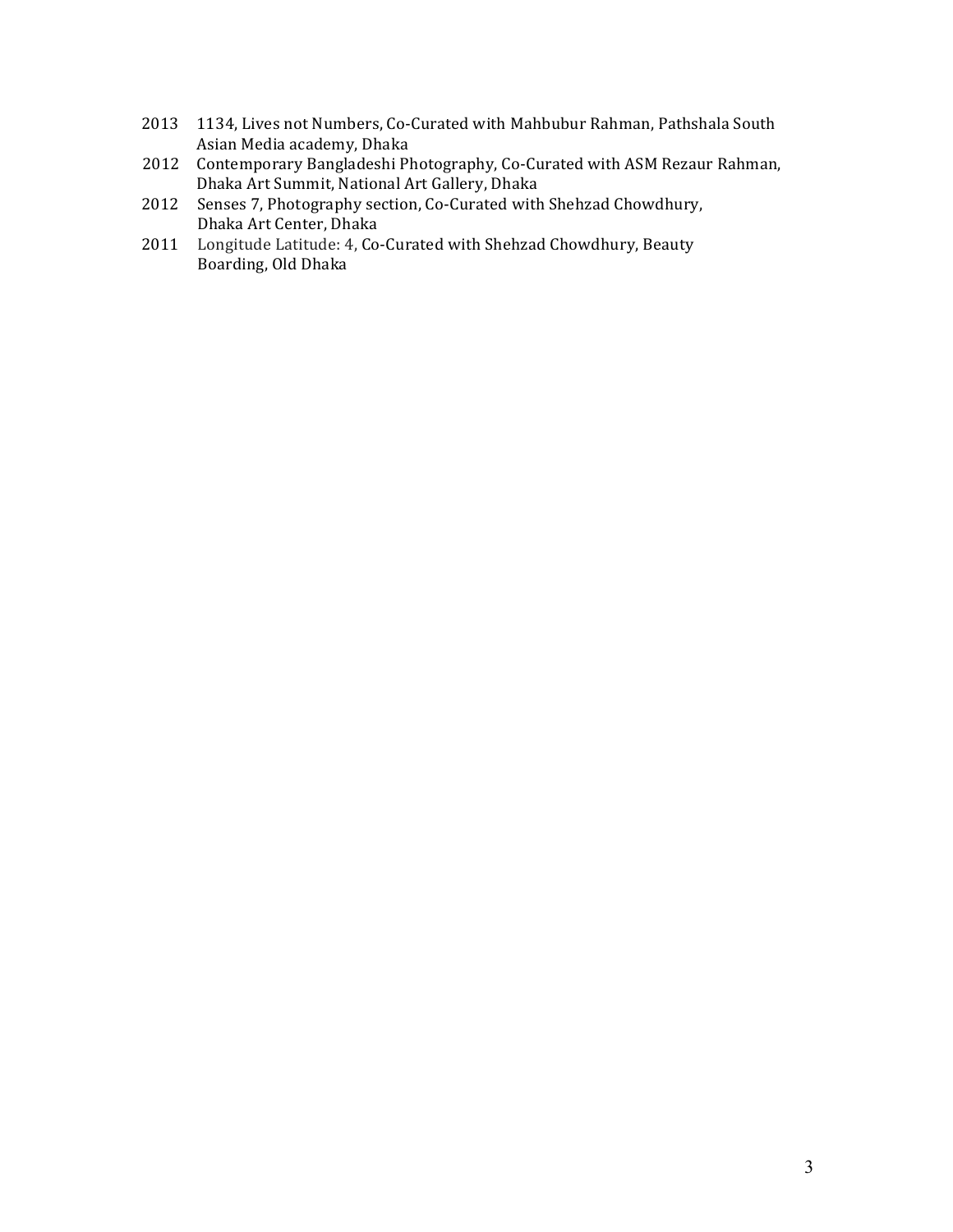2013 1134, Lives not Numbers, Co-Curated with Mahbubur Rahman, Pathshala South Asian Media academy, Dhaka

2012 Contemporary Bangladeshi Photography, Co-Curated with ASM Rezaur Rahman, Dhaka Art Summit, National Art Gallery, Dhaka

2012 Senses 7, Photography section, Co-Curated with Shehzad Chowdhury, Dhaka Art Center, Dhaka

2011 Longitude Latitude: 4, Co-Curated with Shehzad Chowdhury, Beauty Boarding, Old Dhaka